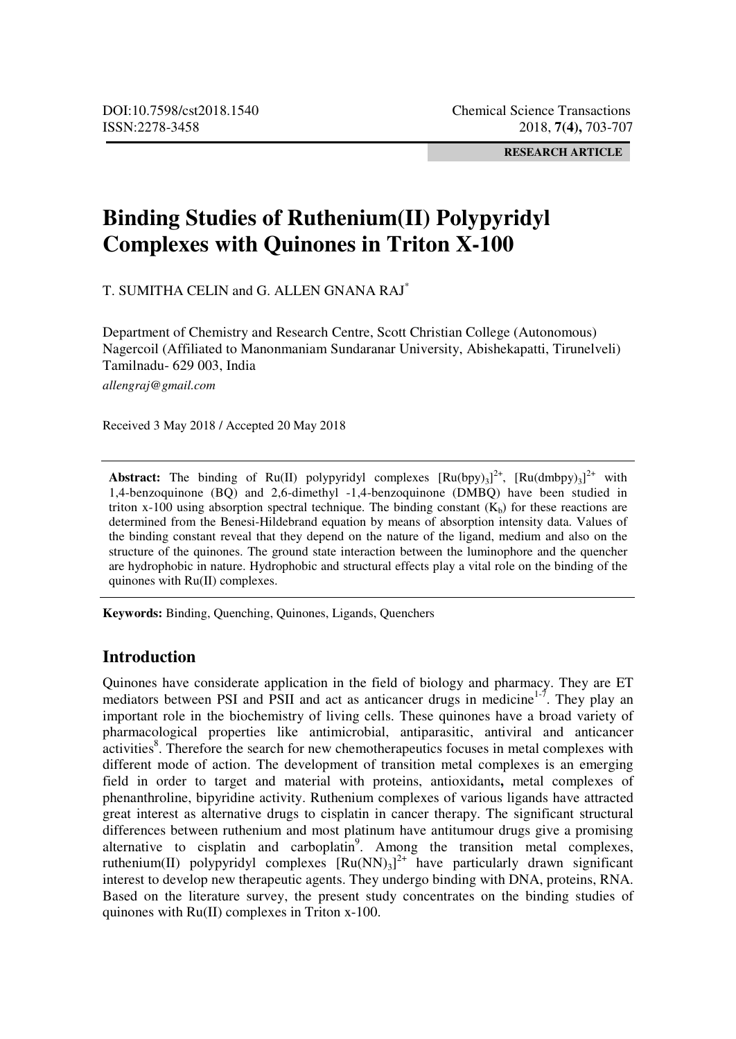RESEARCH ARTICLE

# Binding Studies of Ruthenium(II) Polypyridyl Complexes with Quinones in Triton X-100

T. SUMITHA CELIN and G. ALLEN GNANA RAJ*

Department of Chemistry and Research Centre, Scott Christian College (Autonomous) Nagercoil (Affiliated to Manonmaniam Sundaranar University, Abishekapatti, Tirunelveli) Tamilnadu- 629 003, India

*allengraj@gmail.com*

Received 3 May 2018 / Accepted 20 May 2018

**Abstract:** The binding of Ru(II) polypyridyl complexes $[Ru(bpy)_3]^{2+}$, $[Ru(dmbpy)_3]^{2+}$ with 1,4-benzoquinone (BQ) and 2,6-dimethyl -1,4-benzoquinone (DMBQ) have been studied in triton x-100 using absorption spectral technique. The binding constant ($K_b$) for these reactions are determined from the Benesi-Hildebrand equation by means of absorption intensity data. Values of the binding constant reveal that they depend on the nature of the ligand, medium and also on the structure of the quinones. The ground state interaction between the luminophore and the quencher are hydrophobic in nature. Hydrophobic and structural effects play a vital role on the binding of the quinones with Ru(II) complexes.

**Keywords:** Binding, Quenching, Quinones, Ligands, Quenchers

## Introduction

Quinones have considerate application in the field of biology and pharmacy. They are ET mediators between PSI and PSII and act as anticancer drugs in medicine[1-7]. They play an important role in the biochemistry of living cells. These quinones have a broad variety of pharmacological properties like antimicrobial, antiparasitic, antiviral and anticancer activities[8]. Therefore the search for new chemotherapeutics focuses in metal complexes with different mode of action. The development of transition metal complexes is an emerging field in order to target and material with proteins, antioxidants**,** metal complexes of phenanthroline, bipyridine activity. Ruthenium complexes of various ligands have attracted great interest as alternative drugs to cisplatin in cancer therapy. The significant structural differences between ruthenium and most platinum have antitumour drugs give a promising alternative to cisplatin and carboplatin[9]. Among the transition metal complexes, ruthenium(II) polypyridyl complexes $[Ru(NN)_3]^{2+}$ have particularly drawn significant interest to develop new therapeutic agents. They undergo binding with DNA, proteins, RNA. Based on the literature survey, the present study concentrates on the binding studies of quinones with Ru(II) complexes in Triton x-100.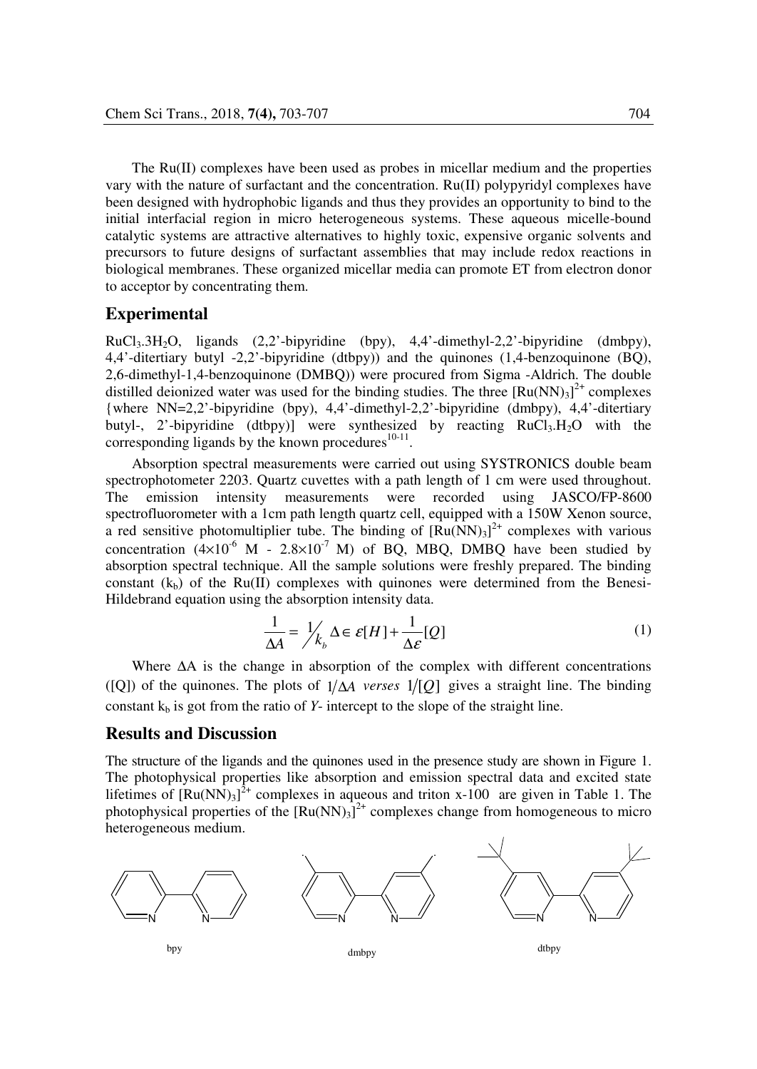The Ru(II) complexes have been used as probes in micellar medium and the properties vary with the nature of surfactant and the concentration. Ru(II) polypyridyl complexes have been designed with hydrophobic ligands and thus they provides an opportunity to bind to the initial interfacial region in micro heterogeneous systems. These aqueous micelle-bound catalytic systems are attractive alternatives to highly toxic, expensive organic solvents and precursors to future designs of surfactant assemblies that may include redox reactions in biological membranes. These organized micellar media can promote ET from electron donor to acceptor by concentrating them.

## Experimental

$RuCl_3.3H_2O$, ligands (2,2'-bipyridine (bpy), 4,4'-dimethyl-2,2'-bipyridine (dmbpy), 4,4'-ditertiary butyl -2,2'-bipyridine (dtbpy)) and the quinones (1,4-benzoquinone (BQ), 2,6-dimethyl-1,4-benzoquinone (DMBQ)) were procured from Sigma -Aldrich. The double distilled deionized water was used for the binding studies. The three $[Ru(NN)_3]^{2+}$ complexes {where NN=2,2'-bipyridine (bpy), 4,4'-dimethyl-2,2'-bipyridine (dmbpy), 4,4'-ditertiary butyl-, 2'-bipyridine (dtbpy)] were synthesized by reacting $RuCl_3.H_2O$ with the corresponding ligands by the known procedures[10-11].

Absorption spectral measurements were carried out using SYSTRONICS double beam spectrophotometer 2203. Quartz cuvettes with a path length of 1 cm were used throughout. The emission intensity measurements were recorded using JASCO/FP-8600 spectrofluorometer with a 1cm path length quartz cell, equipped with a 150W Xenon source, a red sensitive photomultiplier tube. The binding of $[Ru(NN)_3]^{2+}$ complexes with various concentration ($4\times10^{-6}$ M - $2.8\times10^{-7}$ M) of BQ, MBQ, DMBQ have been studied by absorption spectral technique. All the sample solutions were freshly prepared. The binding constant ($k_b$) of the Ru(II) complexes with quinones were determined from the Benesi-Hildebrand equation using the absorption intensity data.

$$\frac{1}{\Delta A} = \frac{1}{k_b} \Delta \in \varepsilon[H] + \frac{1}{\Delta \varepsilon}[Q] \tag{1}$$

Where ΔA is the change in absorption of the complex with different concentrations ([Q]) of the quinones. The plots of $1/\Delta A$ *verses* $1/[Q]$ gives a straight line. The binding constant $k_b$ is got from the ratio of *Y*- intercept to the slope of the straight line.

## Results and Discussion

The structure of the ligands and the quinones used in the presence study are shown in Figure 1. The photophysical properties like absorption and emission spectral data and excited state lifetimes of $[Ru(NN)_3]^{2+}$ complexes in aqueous and triton x-100 are given in Table 1. The photophysical properties of the $[Ru(NN)_3]^{2+}$ complexes change from homogeneous to micro heterogeneous medium.

bpy dmbpy dtbpy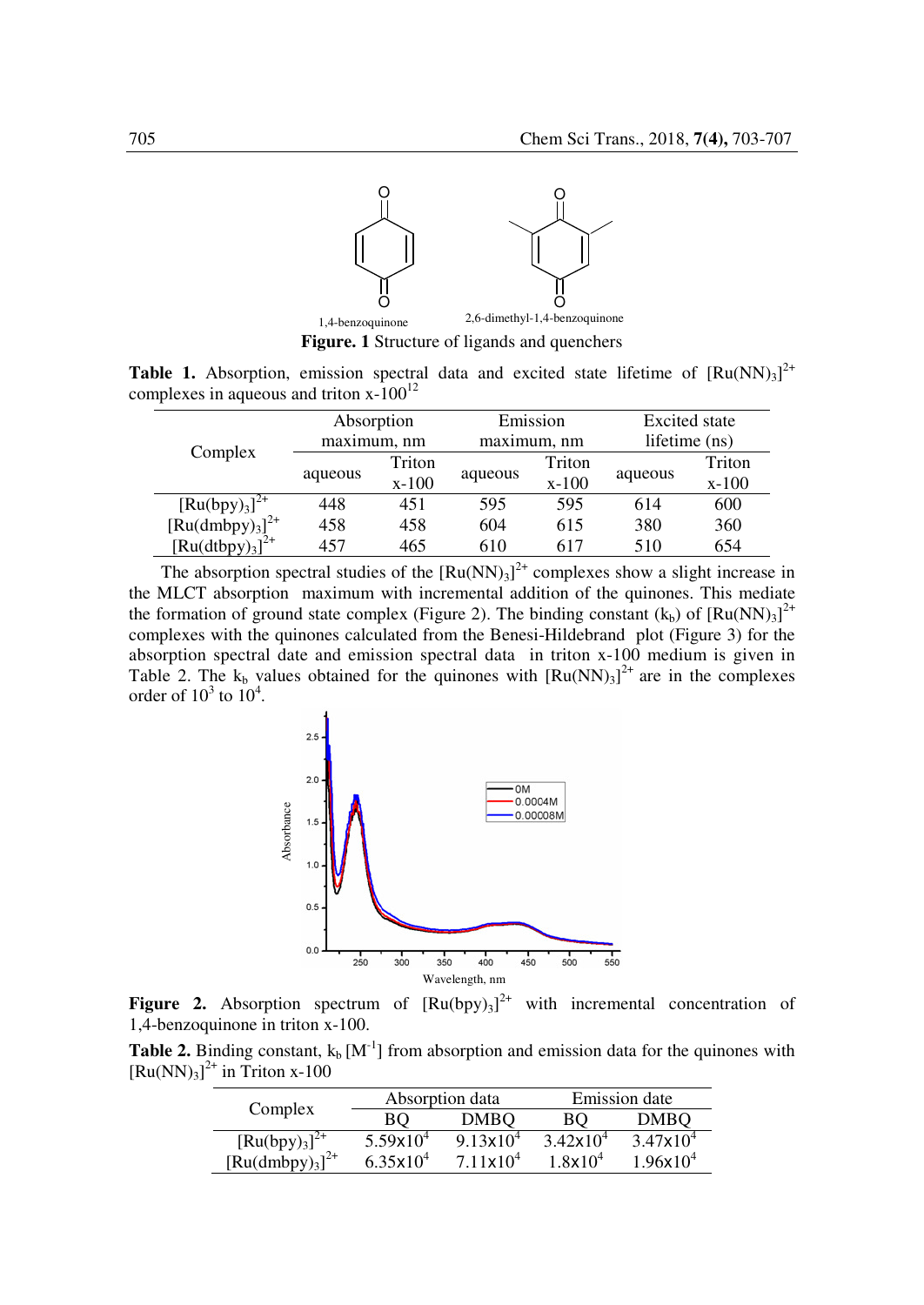Figure. 1 Structure of ligands and quenchers

**Table 1.** Absorption, emission spectral data and excited state lifetime of $[Ru(NN)_3]^{2+}$ complexes in aqueous and triton x-100[12]

| Complex | Absorption maximum, nm | | Emission maximum, nm | | Excited state lifetime (ns) | |
|---|---|---|---|---|---|---|
| | aqueous | Triton x-100 | aqueous | Triton x-100 | aqueous | Triton x-100 |
| $[Ru(bpy)_3]^{2+}$ | 448 | 451 | 595 | 595 | 614 | 600 |
| $[Ru(dmbpy)_3]^{2+}$ | 458 | 458 | 604 | 615 | 380 | 360 |
| $[Ru(dtbpy)_3]^{2+}$ | 457 | 465 | 610 | 617 | 510 | 654 |

The absorption spectral studies of the $[Ru(NN)_3]^{2+}$ complexes show a slight increase in the MLCT absorption maximum with incremental addition of the quinones. This mediate the formation of ground state complex (Figure 2). The binding constant ($k_b$) of $[Ru(NN)_3]^{2+}$ complexes with the quinones calculated from the Benesi-Hildebrand plot (Figure 3) for the absorption spectral date and emission spectral data in triton x-100 medium is given in Table 2. The $k_b$ values obtained for the quinones with $[Ru(NN)_3]^{2+}$ are in the complexes order of $10^3$ to $10^4$.

**Figure 2.** Absorption spectrum of $[Ru(bpy)_3]^{2+}$ with incremental concentration of 1,4-benzoquinone in triton x-100.

**Table 2.** Binding constant, $k_b$ [$M^{-1}$] from absorption and emission data for the quinones with $[Ru(NN)_3]^{2+}$ in Triton x-100

| Complex | Absorption data | | Emission date | |
|---|---|---|---|---|
| | BQ | DMBQ | BQ | DMBQ |
| $[Ru(bpy)_3]^{2+}$ | $5.59 \times 10^4$ | $9.13 \times 10^4$ | $3.42 \times 10^4$ | $3.47 \times 10^4$ |
| $[Ru(dmbpy)_3]^{2+}$ | $6.35 \times 10^4$ | $7.11 \times 10^4$ | $1.8 \times 10^4$ | $1.96 \times 10^4$ |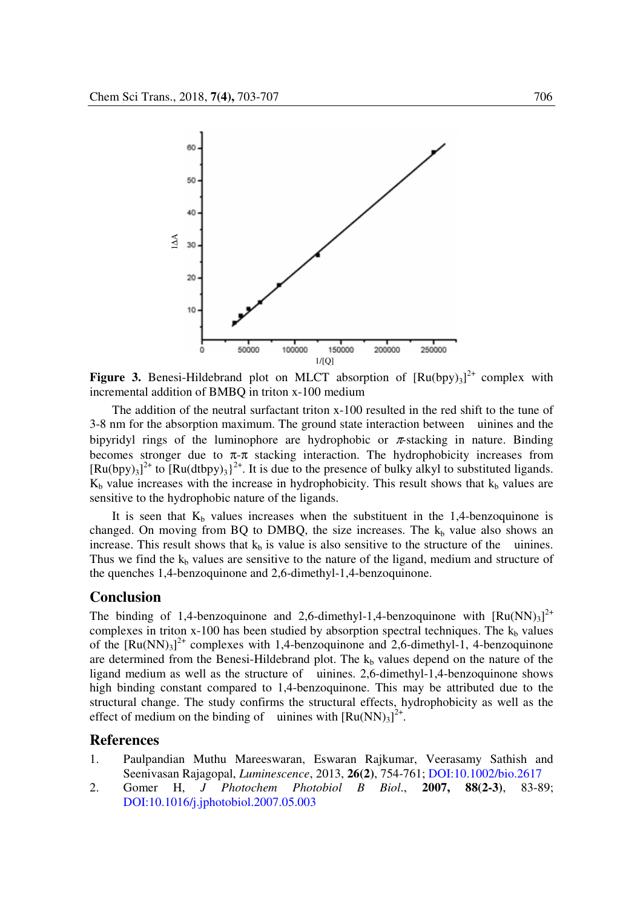**Figure 3.** Benesi-Hildebrand plot on MLCT absorption of $[Ru(bpy)_3]^{2+}$ complex with incremental addition of BMBQ in triton x-100 medium

The addition of the neutral surfactant triton x-100 resulted in the red shift to the tune of 3-8 nm for the absorption maximum. The ground state interaction between uinines and the bipyridyl rings of the luminophore are hydrophobic or $\pi$-stacking in nature. Binding becomes stronger due to π-π stacking interaction. The hydrophobicity increases from $[Ru(bpy)_3]^{2+}$ to $\{Ru(dtbpy)_3\}^{2+}$. It is due to the presence of bulky alkyl to substituted ligands. $K_b$ value increases with the increase in hydrophobicity. This result shows that $k_b$ values are sensitive to the hydrophobic nature of the ligands.

It is seen that $K_b$ values increases when the substituent in the 1,4-benzoquinone is changed. On moving from BQ to DMBQ, the size increases. The $k_b$ value also shows an increase. This result shows that $k_b$ is value is also sensitive to the structure of the uinines. Thus we find the $k_b$ values are sensitive to the nature of the ligand, medium and structure of the quenches 1,4-benzoquinone and 2,6-dimethyl-1,4-benzoquinone.

## Conclusion

The binding of 1,4-benzoquinone and 2,6-dimethyl-1,4-benzoquinone with $[Ru(NN)_3]^{2+}$ complexes in triton x-100 has been studied by absorption spectral techniques. The $k_b$ values of the $[Ru(NN)_3]^{2+}$ complexes with 1,4-benzoquinone and 2,6-dimethyl-1, 4-benzoquinone are determined from the Benesi-Hildebrand plot. The $k_b$ values depend on the nature of the ligand medium as well as the structure of uinines. 2,6-dimethyl-1,4-benzoquinone shows high binding constant compared to 1,4-benzoquinone. This may be attributed due to the structural change. The study confirms the structural effects, hydrophobicity as well as the effect of medium on the binding of uinines with $[Ru(NN)_3]^{2+}$.

## References

1. Paulpandian Muthu Mareeswaran, Eswaran Rajkumar, Veerasamy Sathish and Seenivasan Rajagopal, *Luminescence*, 2013, **26(2)**, 754-761; DOI:10.1002/bio.2617
2. Gomer H, *J Photochem Photobiol B Biol.*, **2007, 88(2-3)**, 83-89; DOI:10.1016/j.jphotobiol.2007.05.003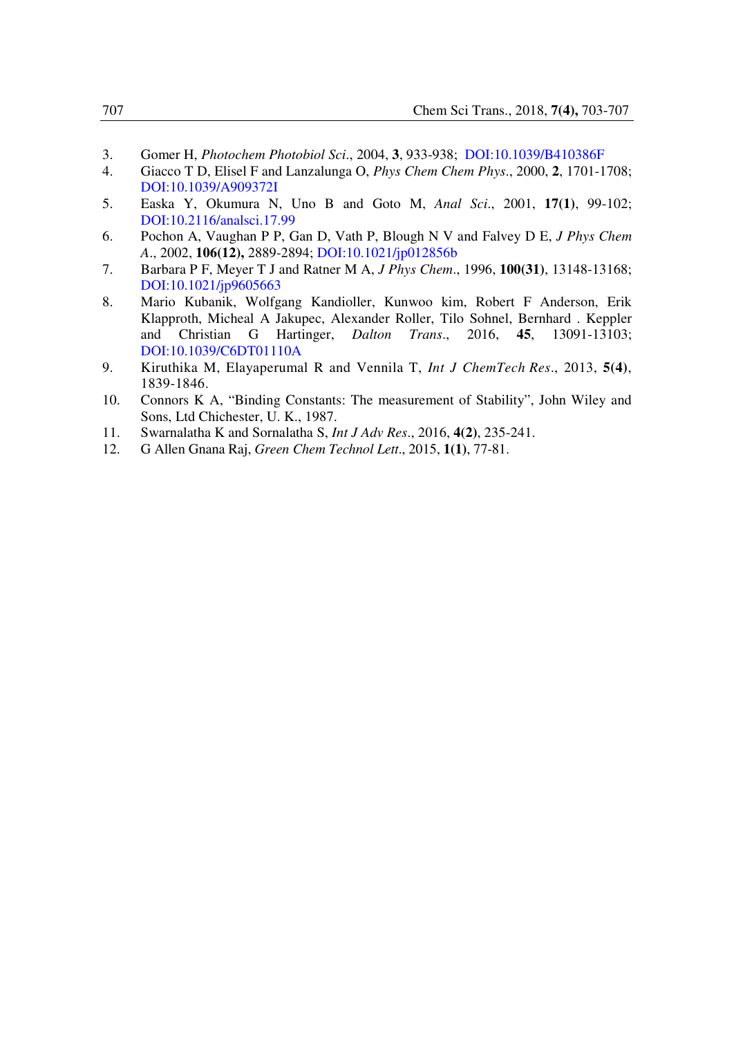3. Gomer H, *Photochem Photobiol Sci*., 2004, **3**, 933-938; DOI:10.1039/B410386F
4. Giacco T D, Elisel F and Lanzalunga O, *Phys Chem Chem Phys*., 2000, **2**, 1701-1708; DOI:10.1039/A909372I
5. Easka Y, Okumura N, Uno B and Goto M, *Anal Sci*., 2001, **17(1)**, 99-102; DOI:10.2116/analsci.17.99
6. Pochon A, Vaughan P P, Gan D, Vath P, Blough N V and Falvey D E, *J Phys Chem A*., 2002, **106(12),** 2889-2894; DOI:10.1021/jp012856b
7. Barbara P F, Meyer T J and Ratner M A, *J Phys Chem*., 1996, **100(31)**, 13148-13168; DOI:10.1021/jp9605663
8. Mario Kubanik, Wolfgang Kandioller, Kunwoo kim, Robert F Anderson, Erik Klapproth, Micheal A Jakupec, Alexander Roller, Tilo Sohnel, Bernhard . Keppler and Christian G Hartinger, *Dalton Trans*., 2016, **45**, 13091-13103; DOI:10.1039/C6DT01110A
9. Kiruthika M, Elayaperumal R and Vennila T, *Int J ChemTech Res*., 2013, **5(4)**, 1839-1846.
10. Connors K A, "Binding Constants: The measurement of Stability", John Wiley and Sons, Ltd Chichester, U. K., 1987.
11. Swarnalatha K and Sornalatha S, *Int J Adv Res*., 2016, **4(2)**, 235-241.
12. G Allen Gnana Raj, *Green Chem Technol Lett*., 2015, **1(1)**, 77-81.